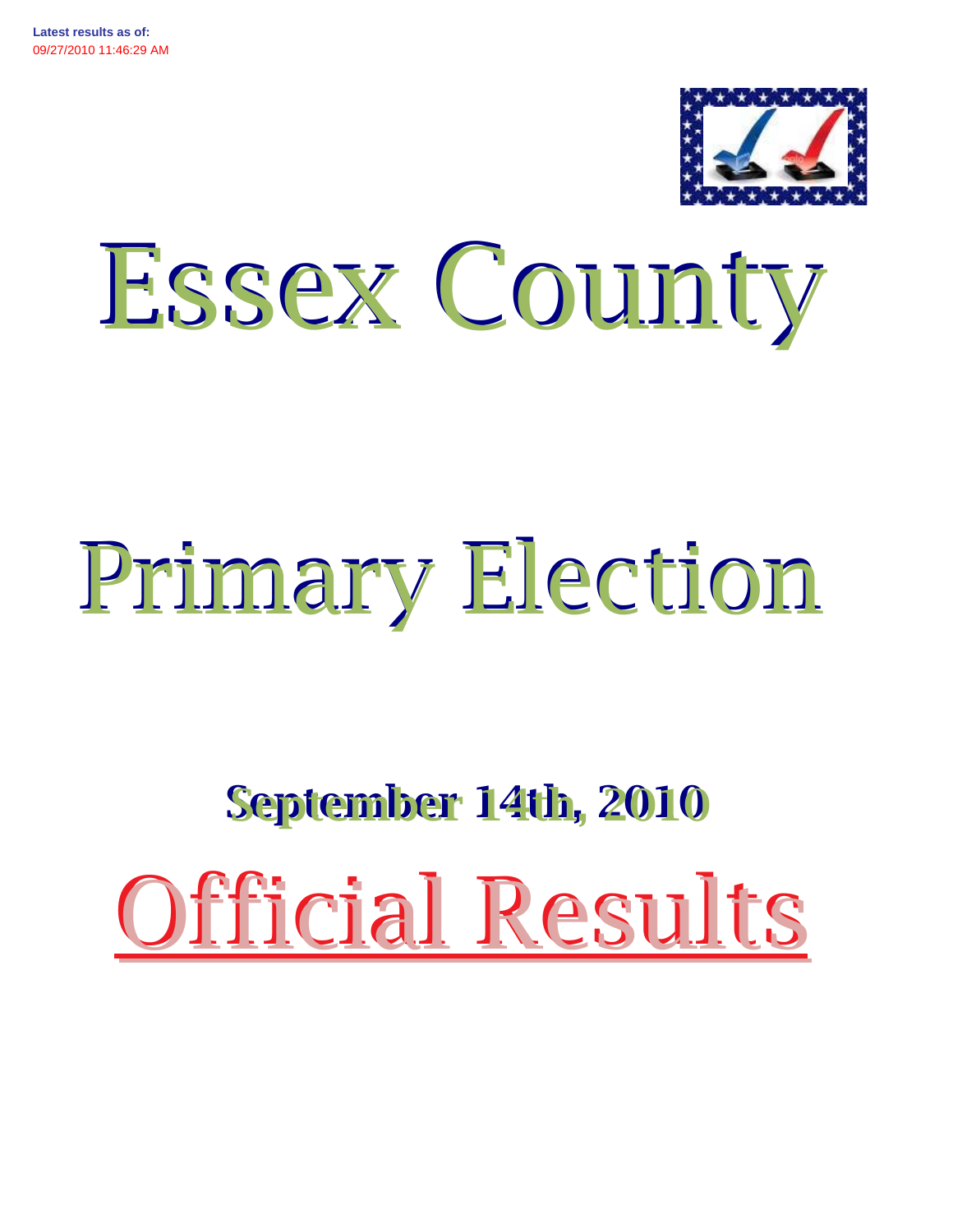**Latest results as of:**
09/27/2010 11:46:29 AM

# Essex County

# Primary Election

## September 14th, 2010

# Official Results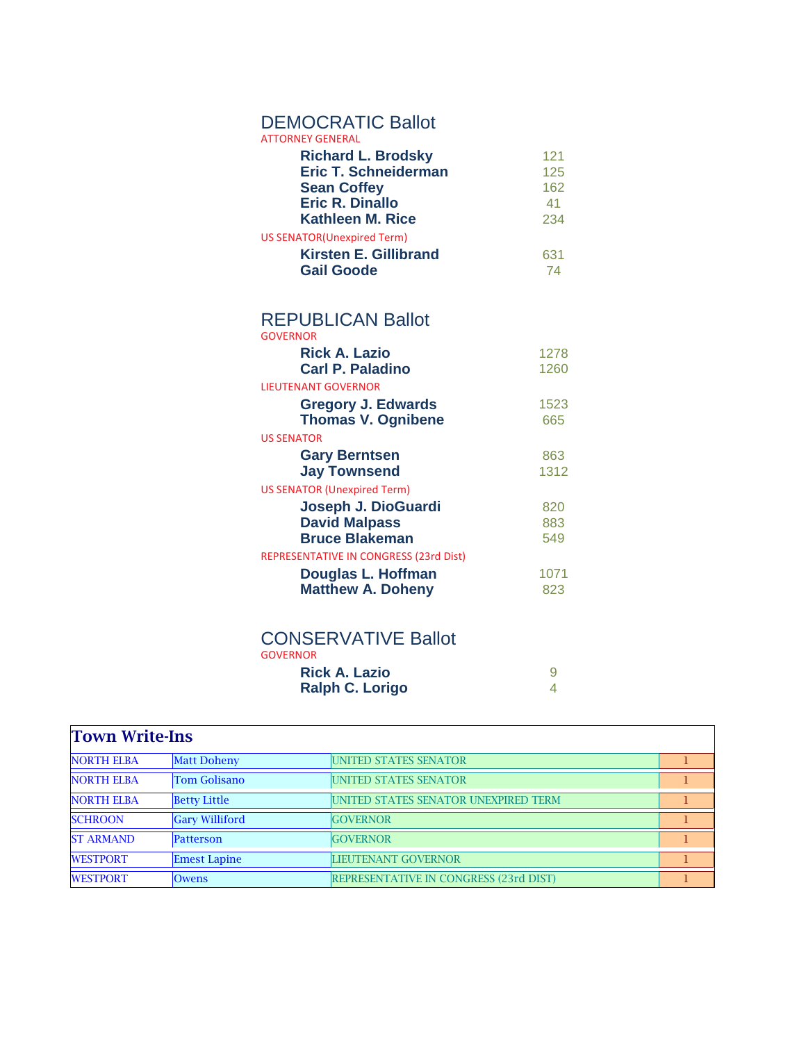## DEMOCRATIC Ballot

ATTORNEY GENERAL

| | |
|---|---|
| **Richard L. Brodsky** | 121 |
| **Eric T. Schneiderman** | 125 |
| **Sean Coffey** | 162 |
| **Eric R. Dinallo** | 41 |
| **Kathleen M. Rice** | 234 |

US SENATOR(Unexpired Term)

| | |
|---|---|
| **Kirsten E. Gillibrand** | 631 |
| **Gail Goode** | 74 |

## REPUBLICAN Ballot

GOVERNOR

| | |
|---|---|
| **Rick A. Lazio** | 1278 |
| **Carl P. Paladino** | 1260 |

LIEUTENANT GOVERNOR

| | |
|---|---|
| **Gregory J. Edwards** | 1523 |
| **Thomas V. Ognibene** | 665 |

US SENATOR

| | |
|---|---|
| **Gary Berntsen** | 863 |
| **Jay Townsend** | 1312 |

US SENATOR (Unexpired Term)

| | |
|---|---|
| **Joseph J. DioGuardi** | 820 |
| **David Malpass** | 883 |
| **Bruce Blakeman** | 549 |

REPRESENTATIVE IN CONGRESS (23rd Dist)

| | |
|---|---|
| **Douglas L. Hoffman** | 1071 |
| **Matthew A. Doheny** | 823 |

## CONSERVATIVE Ballot

GOVERNOR

| | |
|---|---|
| **Rick A. Lazio** | 9 |
| **Ralph C. Lorigo** | 4 |

| Town Write-Ins | | | |
|---|---|---|---|
| NORTH ELBA | Matt Doheny | UNITED STATES SENATOR | 1 |
| NORTH ELBA | Tom Golisano | UNITED STATES SENATOR | 1 |
| NORTH ELBA | Betty Little | UNITED STATES SENATOR UNEXPIRED TERM | 1 |
| SCHROON | Gary Williford | GOVERNOR | 1 |
| ST ARMAND | Patterson | GOVERNOR | 1 |
| WESTPORT | Emest Lapine | LIEUTENANT GOVERNOR | 1 |
| WESTPORT | Owens | REPRESENTATIVE IN CONGRESS (23rd DIST) | 1 |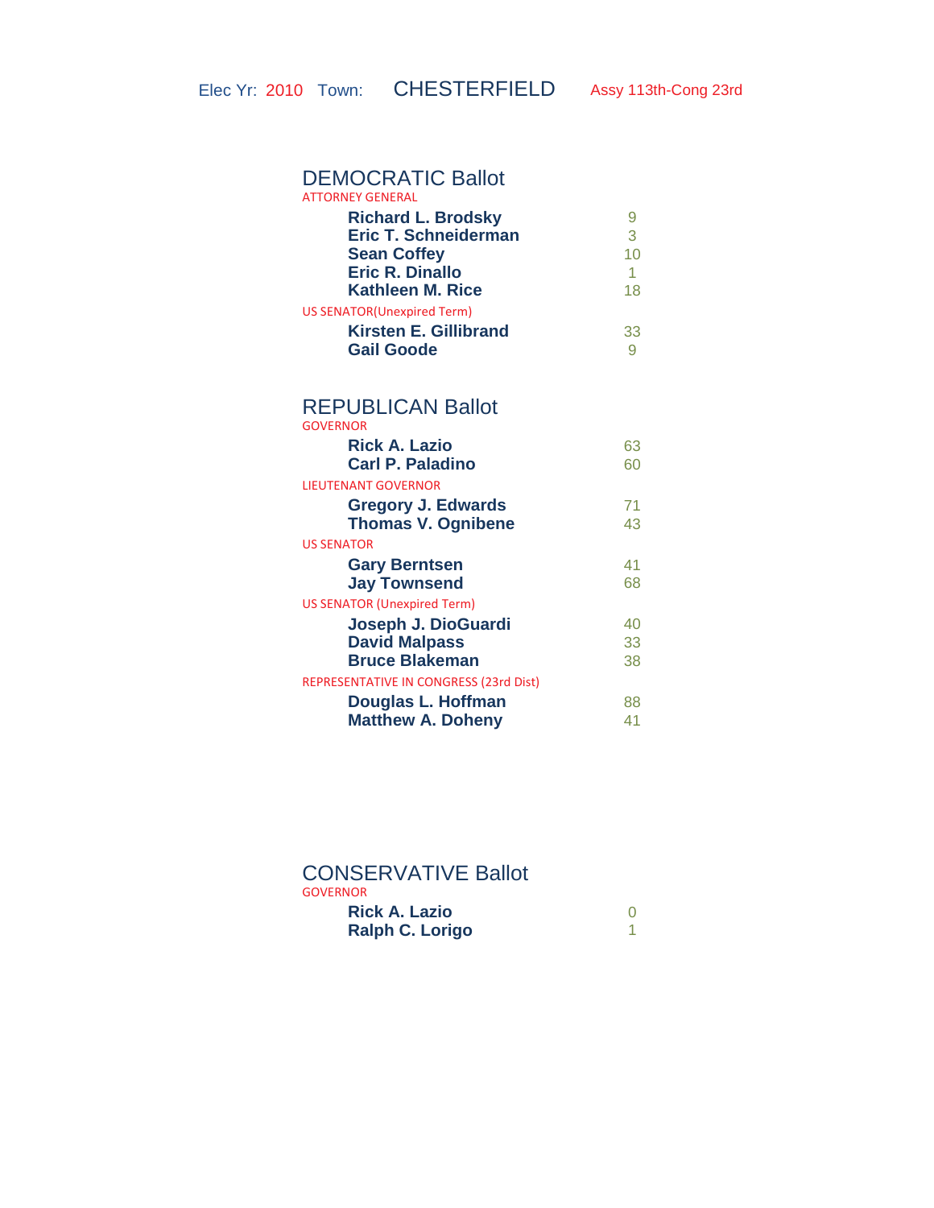Elec Yr: 2010 Town: CHESTERFIELD Assy 113th-Cong 23rd

## DEMOCRATIC Ballot

ATTORNEY GENERAL

| Candidate | Votes |
|---|---|
| **Richard L. Brodsky** | 9 |
| **Eric T. Schneiderman** | 3 |
| **Sean Coffey** | 10 |
| **Eric R. Dinallo** | 1 |
| **Kathleen M. Rice** | 18 |

US SENATOR(Unexpired Term)

| Candidate | Votes |
|---|---|
| **Kirsten E. Gillibrand** | 33 |
| **Gail Goode** | 9 |

## REPUBLICAN Ballot

GOVERNOR

| Candidate | Votes |
|---|---|
| **Rick A. Lazio** | 63 |
| **Carl P. Paladino** | 60 |

LIEUTENANT GOVERNOR

| Candidate | Votes |
|---|---|
| **Gregory J. Edwards** | 71 |
| **Thomas V. Ognibene** | 43 |

US SENATOR

| Candidate | Votes |
|---|---|
| **Gary Berntsen** | 41 |
| **Jay Townsend** | 68 |

US SENATOR (Unexpired Term)

| Candidate | Votes |
|---|---|
| **Joseph J. DioGuardi** | 40 |
| **David Malpass** | 33 |
| **Bruce Blakeman** | 38 |

REPRESENTATIVE IN CONGRESS (23rd Dist)

| Candidate | Votes |
|---|---|
| **Douglas L. Hoffman** | 88 |
| **Matthew A. Doheny** | 41 |

## CONSERVATIVE Ballot

GOVERNOR

| Candidate | Votes |
|---|---|
| **Rick A. Lazio** | 0 |
| **Ralph C. Lorigo** | 1 |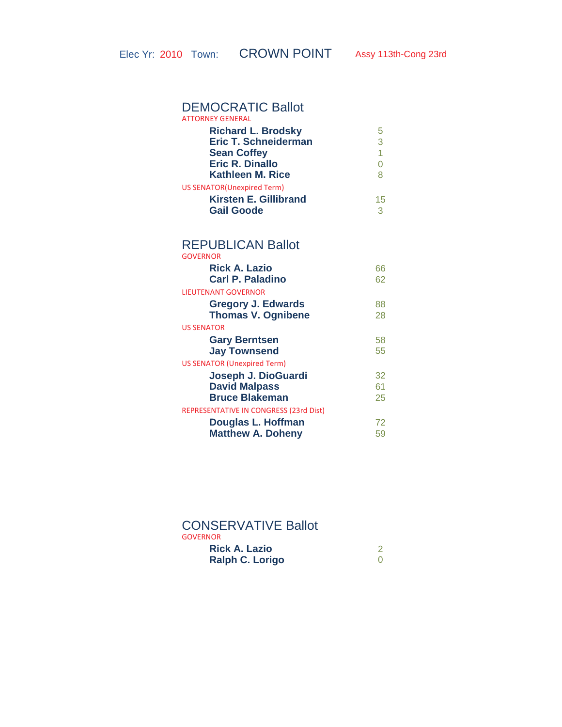Elec Yr: 2010 Town: CROWN POINT Assy 113th-Cong 23rd

## DEMOCRATIC Ballot

ATTORNEY GENERAL

| Candidate | Votes |
|---|---|
| **Richard L. Brodsky** | 5 |
| **Eric T. Schneiderman** | 3 |
| **Sean Coffey** | 1 |
| **Eric R. Dinallo** | 0 |
| **Kathleen M. Rice** | 8 |

US SENATOR(Unexpired Term)

| Candidate | Votes |
|---|---|
| **Kirsten E. Gillibrand** | 15 |
| **Gail Goode** | 3 |

## REPUBLICAN Ballot

GOVERNOR

| Candidate | Votes |
|---|---|
| **Rick A. Lazio** | 66 |
| **Carl P. Paladino** | 62 |

LIEUTENANT GOVERNOR

| Candidate | Votes |
|---|---|
| **Gregory J. Edwards** | 88 |
| **Thomas V. Ognibene** | 28 |

US SENATOR

| Candidate | Votes |
|---|---|
| **Gary Berntsen** | 58 |
| **Jay Townsend** | 55 |

US SENATOR (Unexpired Term)

| Candidate | Votes |
|---|---|
| **Joseph J. DioGuardi** | 32 |
| **David Malpass** | 61 |
| **Bruce Blakeman** | 25 |

REPRESENTATIVE IN CONGRESS (23rd Dist)

| Candidate | Votes |
|---|---|
| **Douglas L. Hoffman** | 72 |
| **Matthew A. Doheny** | 59 |

## CONSERVATIVE Ballot

GOVERNOR

| Candidate | Votes |
|---|---|
| **Rick A. Lazio** | 2 |
| **Ralph C. Lorigo** | 0 |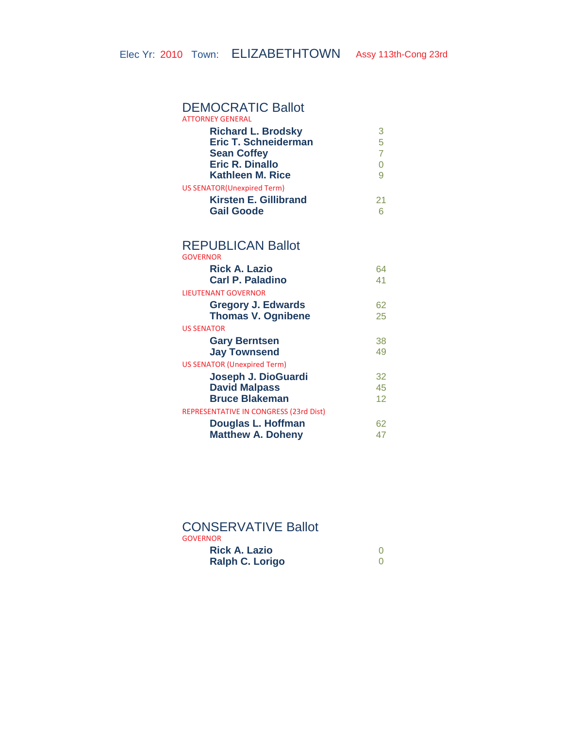Elec Yr: 2010 Town: ELIZABETHTOWN Assy 113th-Cong 23rd

## DEMOCRATIC Ballot

ATTORNEY GENERAL

| Candidate | Votes |
|---|---|
| **Richard L. Brodsky** | 3 |
| **Eric T. Schneiderman** | 5 |
| **Sean Coffey** | 7 |
| **Eric R. Dinallo** | 0 |
| **Kathleen M. Rice** | 9 |

US SENATOR(Unexpired Term)

| Candidate | Votes |
|---|---|
| **Kirsten E. Gillibrand** | 21 |
| **Gail Goode** | 6 |

## REPUBLICAN Ballot

GOVERNOR

| Candidate | Votes |
|---|---|
| **Rick A. Lazio** | 64 |
| **Carl P. Paladino** | 41 |

LIEUTENANT GOVERNOR

| Candidate | Votes |
|---|---|
| **Gregory J. Edwards** | 62 |
| **Thomas V. Ognibene** | 25 |

US SENATOR

| Candidate | Votes |
|---|---|
| **Gary Berntsen** | 38 |
| **Jay Townsend** | 49 |

US SENATOR (Unexpired Term)

| Candidate | Votes |
|---|---|
| **Joseph J. DioGuardi** | 32 |
| **David Malpass** | 45 |
| **Bruce Blakeman** | 12 |

REPRESENTATIVE IN CONGRESS (23rd Dist)

| Candidate | Votes |
|---|---|
| **Douglas L. Hoffman** | 62 |
| **Matthew A. Doheny** | 47 |

## CONSERVATIVE Ballot

GOVERNOR

| Candidate | Votes |
|---|---|
| **Rick A. Lazio** | 0 |
| **Ralph C. Lorigo** | 0 |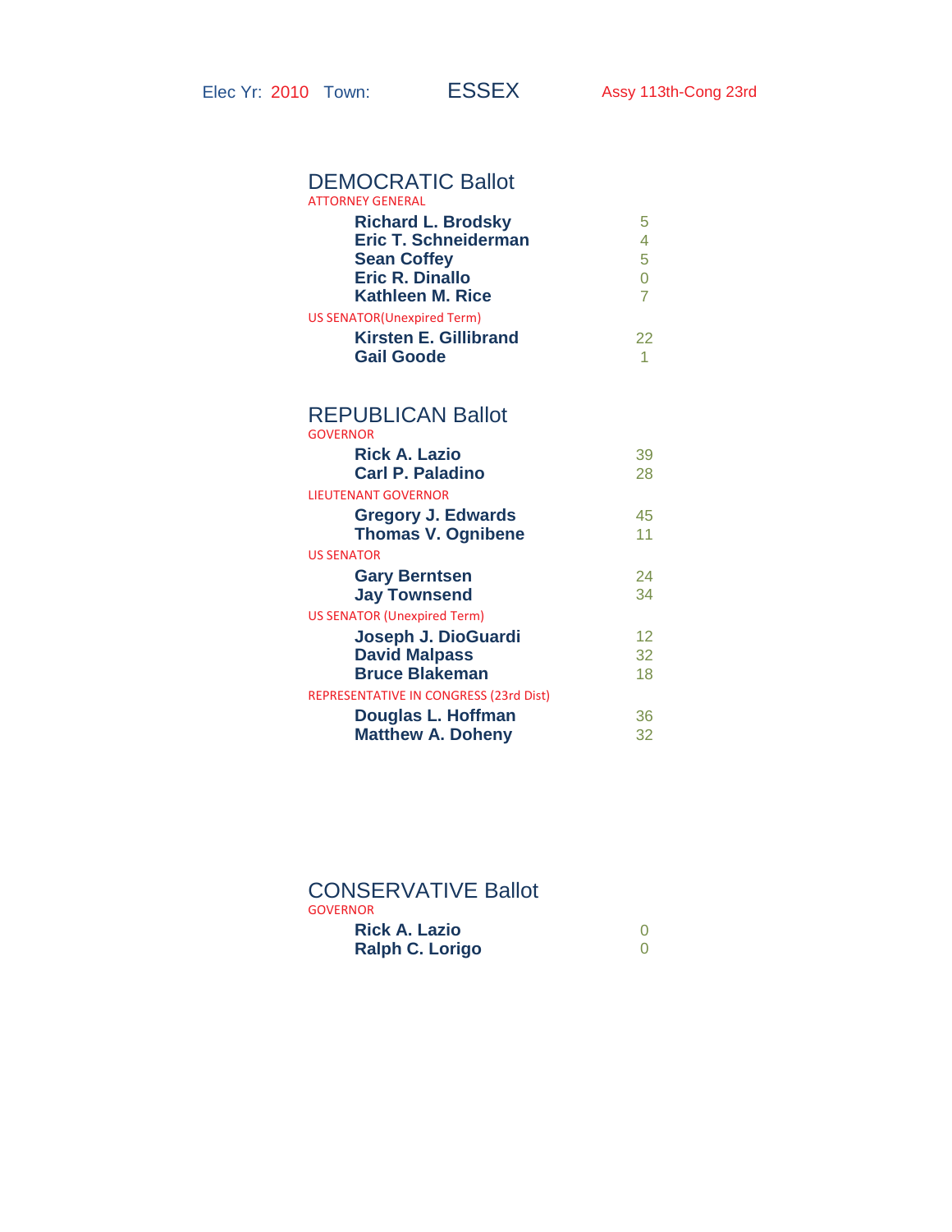Elec Yr: 2010 Town: ESSEX Assy 113th-Cong 23rd

## DEMOCRATIC Ballot

ATTORNEY GENERAL

| Candidate | Votes |
|---|---|
| **Richard L. Brodsky** | 5 |
| **Eric T. Schneiderman** | 4 |
| **Sean Coffey** | 5 |
| **Eric R. Dinallo** | 0 |
| **Kathleen M. Rice** | 7 |

US SENATOR(Unexpired Term)

| Candidate | Votes |
|---|---|
| **Kirsten E. Gillibrand** | 22 |
| **Gail Goode** | 1 |

## REPUBLICAN Ballot

GOVERNOR

| Candidate | Votes |
|---|---|
| **Rick A. Lazio** | 39 |
| **Carl P. Paladino** | 28 |

LIEUTENANT GOVERNOR

| Candidate | Votes |
|---|---|
| **Gregory J. Edwards** | 45 |
| **Thomas V. Ognibene** | 11 |

US SENATOR

| Candidate | Votes |
|---|---|
| **Gary Berntsen** | 24 |
| **Jay Townsend** | 34 |

US SENATOR (Unexpired Term)

| Candidate | Votes |
|---|---|
| **Joseph J. DioGuardi** | 12 |
| **David Malpass** | 32 |
| **Bruce Blakeman** | 18 |

REPRESENTATIVE IN CONGRESS (23rd Dist)

| Candidate | Votes |
|---|---|
| **Douglas L. Hoffman** | 36 |
| **Matthew A. Doheny** | 32 |

## CONSERVATIVE Ballot

GOVERNOR

| Candidate | Votes |
|---|---|
| **Rick A. Lazio** | 0 |
| **Ralph C. Lorigo** | 0 |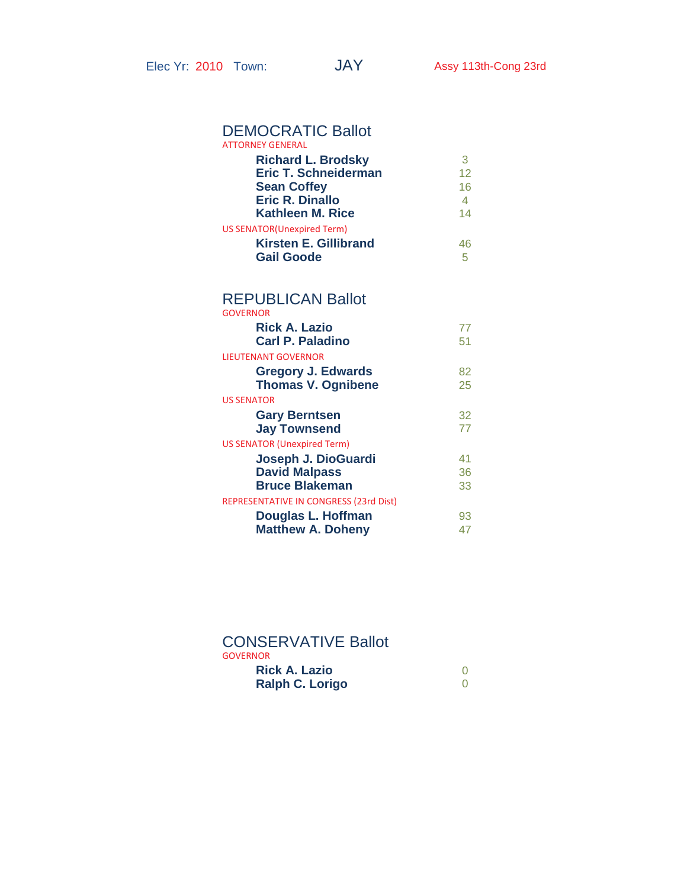Elec Yr: 2010 Town: JAY Assy 113th-Cong 23rd

## DEMOCRATIC Ballot

ATTORNEY GENERAL

| Candidate | Votes |
|---|---|
| **Richard L. Brodsky** | 3 |
| **Eric T. Schneiderman** | 12 |
| **Sean Coffey** | 16 |
| **Eric R. Dinallo** | 4 |
| **Kathleen M. Rice** | 14 |

US SENATOR(Unexpired Term)

| Candidate | Votes |
|---|---|
| **Kirsten E. Gillibrand** | 46 |
| **Gail Goode** | 5 |

## REPUBLICAN Ballot

GOVERNOR

| Candidate | Votes |
|---|---|
| **Rick A. Lazio** | 77 |
| **Carl P. Paladino** | 51 |

LIEUTENANT GOVERNOR

| Candidate | Votes |
|---|---|
| **Gregory J. Edwards** | 82 |
| **Thomas V. Ognibene** | 25 |

US SENATOR

| Candidate | Votes |
|---|---|
| **Gary Berntsen** | 32 |
| **Jay Townsend** | 77 |

US SENATOR (Unexpired Term)

| Candidate | Votes |
|---|---|
| **Joseph J. DioGuardi** | 41 |
| **David Malpass** | 36 |
| **Bruce Blakeman** | 33 |

REPRESENTATIVE IN CONGRESS (23rd Dist)

| Candidate | Votes |
|---|---|
| **Douglas L. Hoffman** | 93 |
| **Matthew A. Doheny** | 47 |

## CONSERVATIVE Ballot

GOVERNOR

| Candidate | Votes |
|---|---|
| **Rick A. Lazio** | 0 |
| **Ralph C. Lorigo** | 0 |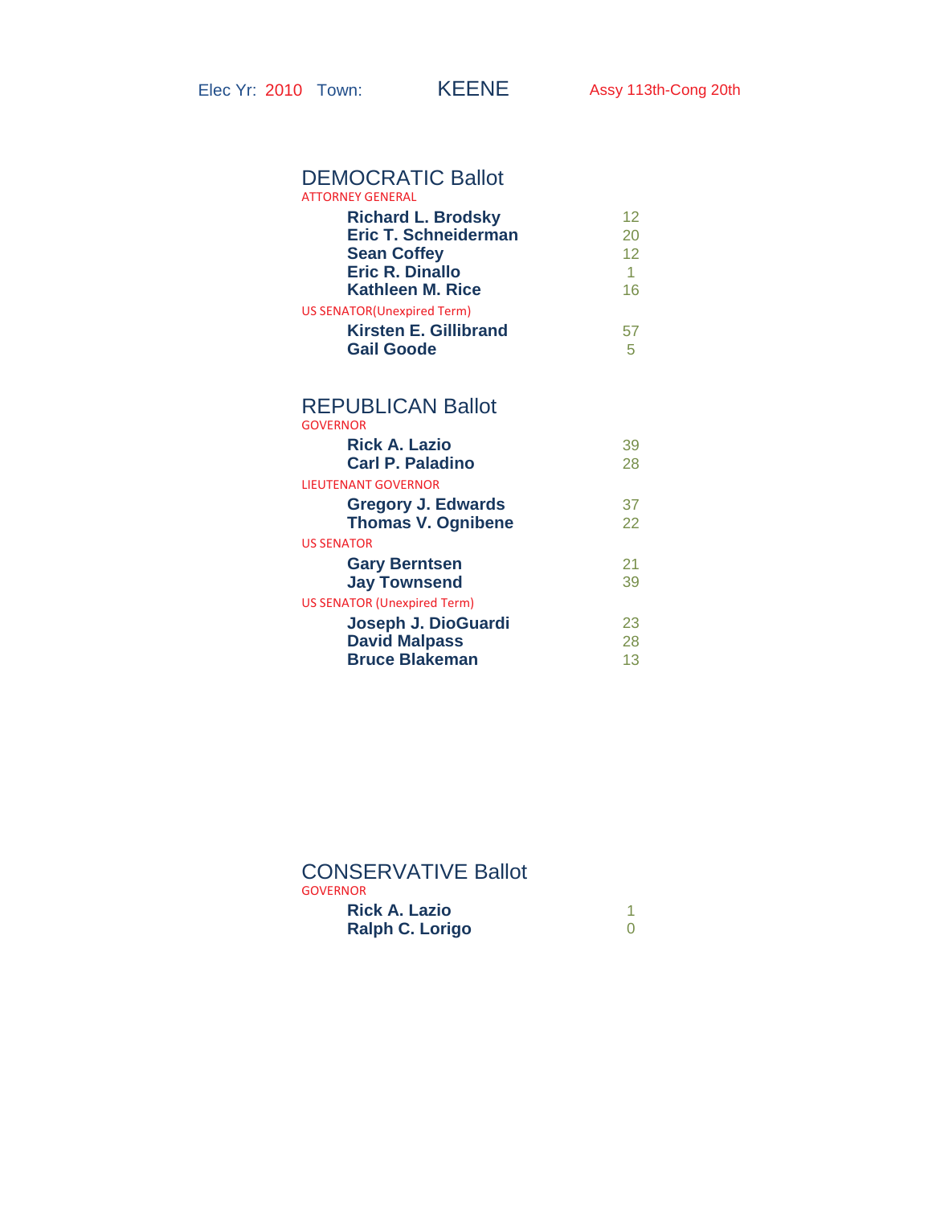Elec Yr: 2010 Town: KEENE Assy 113th-Cong 20th

## DEMOCRATIC Ballot

ATTORNEY GENERAL

| Candidate | Votes |
|---|---|
| **Richard L. Brodsky** | 12 |
| **Eric T. Schneiderman** | 20 |
| **Sean Coffey** | 12 |
| **Eric R. Dinallo** | 1 |
| **Kathleen M. Rice** | 16 |

US SENATOR(Unexpired Term)

| Candidate | Votes |
|---|---|
| **Kirsten E. Gillibrand** | 57 |
| **Gail Goode** | 5 |

## REPUBLICAN Ballot

GOVERNOR

| Candidate | Votes |
|---|---|
| **Rick A. Lazio** | 39 |
| **Carl P. Paladino** | 28 |

LIEUTENANT GOVERNOR

| Candidate | Votes |
|---|---|
| **Gregory J. Edwards** | 37 |
| **Thomas V. Ognibene** | 22 |

US SENATOR

| Candidate | Votes |
|---|---|
| **Gary Berntsen** | 21 |
| **Jay Townsend** | 39 |

US SENATOR (Unexpired Term)

| Candidate | Votes |
|---|---|
| **Joseph J. DioGuardi** | 23 |
| **David Malpass** | 28 |
| **Bruce Blakeman** | 13 |

## CONSERVATIVE Ballot

GOVERNOR

| Candidate | Votes |
|---|---|
| **Rick A. Lazio** | 1 |
| **Ralph C. Lorigo** | 0 |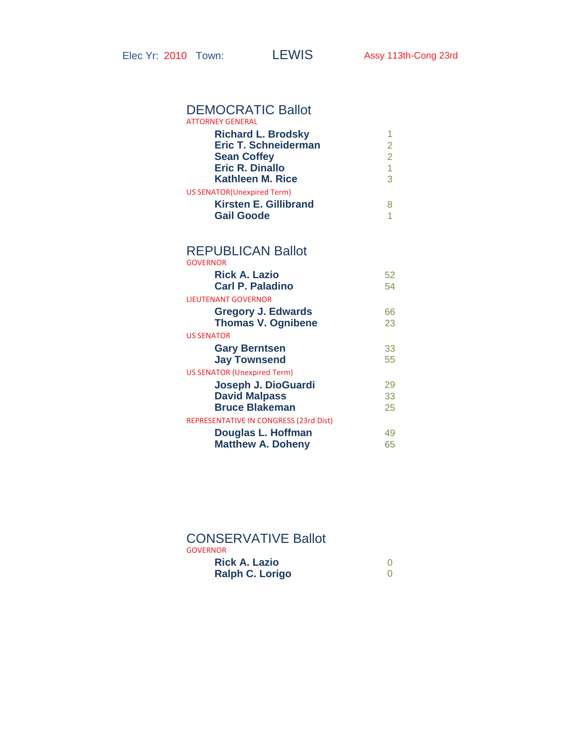Elec Yr: 2010 Town: LEWIS Assy 113th-Cong 23rd

## DEMOCRATIC Ballot

ATTORNEY GENERAL

| Candidate | Votes |
|---|---|
| Richard L. Brodsky | 1 |
| Eric T. Schneiderman | 2 |
| Sean Coffey | 2 |
| Eric R. Dinallo | 1 |
| Kathleen M. Rice | 3 |

US SENATOR(Unexpired Term)

| Candidate | Votes |
|---|---|
| Kirsten E. Gillibrand | 8 |
| Gail Goode | 1 |

## REPUBLICAN Ballot

GOVERNOR

| Candidate | Votes |
|---|---|
| Rick A. Lazio | 52 |
| Carl P. Paladino | 54 |

LIEUTENANT GOVERNOR

| Candidate | Votes |
|---|---|
| Gregory J. Edwards | 66 |
| Thomas V. Ognibene | 23 |

US SENATOR

| Candidate | Votes |
|---|---|
| Gary Berntsen | 33 |
| Jay Townsend | 55 |

US SENATOR (Unexpired Term)

| Candidate | Votes |
|---|---|
| Joseph J. DioGuardi | 29 |
| David Malpass | 33 |
| Bruce Blakeman | 25 |

REPRESENTATIVE IN CONGRESS (23rd Dist)

| Candidate | Votes |
|---|---|
| Douglas L. Hoffman | 49 |
| Matthew A. Doheny | 65 |

## CONSERVATIVE Ballot

GOVERNOR

| Candidate | Votes |
|---|---|
| Rick A. Lazio | 0 |
| Ralph C. Lorigo | 0 |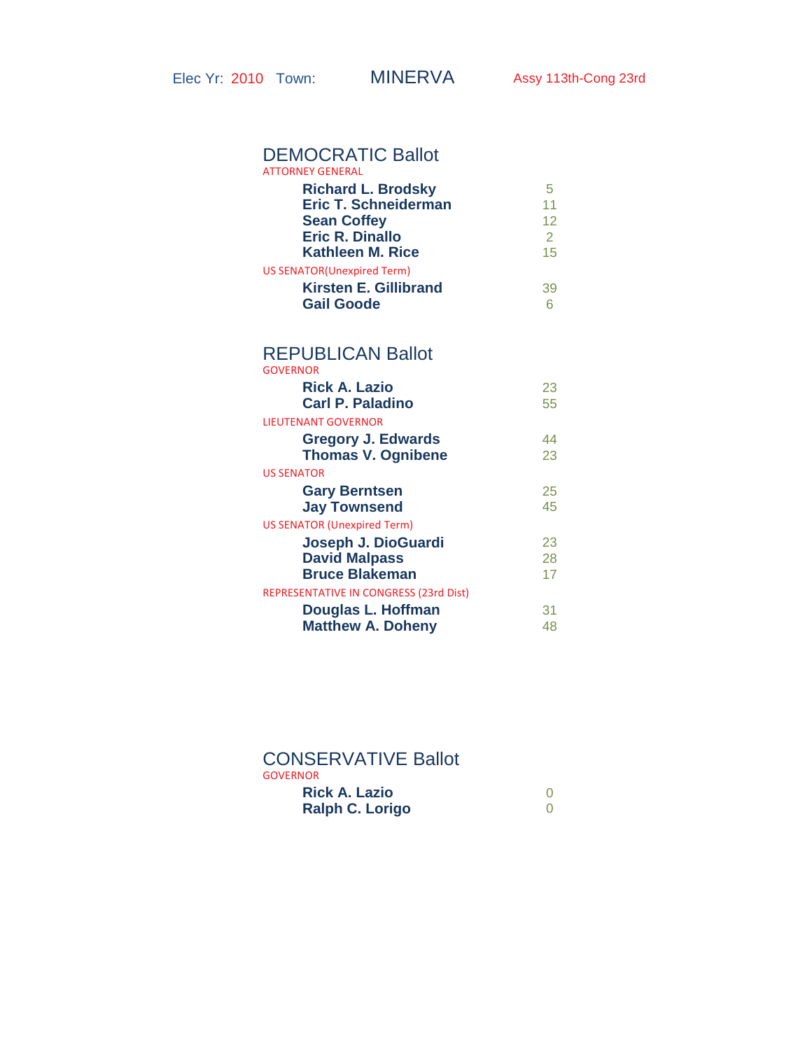Elec Yr: 2010 Town: MINERVA Assy 113th-Cong 23rd

## DEMOCRATIC Ballot

ATTORNEY GENERAL

| Candidate | Votes |
|---|---|
| **Richard L. Brodsky** | 5 |
| **Eric T. Schneiderman** | 11 |
| **Sean Coffey** | 12 |
| **Eric R. Dinallo** | 2 |
| **Kathleen M. Rice** | 15 |

US SENATOR(Unexpired Term)

| Candidate | Votes |
|---|---|
| **Kirsten E. Gillibrand** | 39 |
| **Gail Goode** | 6 |

## REPUBLICAN Ballot

GOVERNOR

| Candidate | Votes |
|---|---|
| **Rick A. Lazio** | 23 |
| **Carl P. Paladino** | 55 |

LIEUTENANT GOVERNOR

| Candidate | Votes |
|---|---|
| **Gregory J. Edwards** | 44 |
| **Thomas V. Ognibene** | 23 |

US SENATOR

| Candidate | Votes |
|---|---|
| **Gary Berntsen** | 25 |
| **Jay Townsend** | 45 |

US SENATOR (Unexpired Term)

| Candidate | Votes |
|---|---|
| **Joseph J. DioGuardi** | 23 |
| **David Malpass** | 28 |
| **Bruce Blakeman** | 17 |

REPRESENTATIVE IN CONGRESS (23rd Dist)

| Candidate | Votes |
|---|---|
| **Douglas L. Hoffman** | 31 |
| **Matthew A. Doheny** | 48 |

## CONSERVATIVE Ballot

GOVERNOR

| Candidate | Votes |
|---|---|
| **Rick A. Lazio** | 0 |
| **Ralph C. Lorigo** | 0 |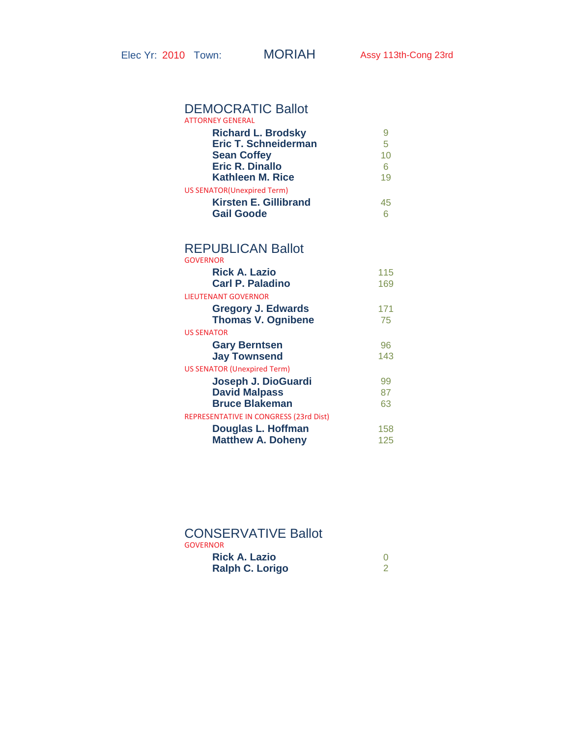Elec Yr: 2010 Town: **MORIAH** Assy 113th-Cong 23rd

## DEMOCRATIC Ballot

ATTORNEY GENERAL

| Candidate | Votes |
|---|---|
| **Richard L. Brodsky** | 9 |
| **Eric T. Schneiderman** | 5 |
| **Sean Coffey** | 10 |
| **Eric R. Dinallo** | 6 |
| **Kathleen M. Rice** | 19 |

US SENATOR(Unexpired Term)

| Candidate | Votes |
|---|---|
| **Kirsten E. Gillibrand** | 45 |
| **Gail Goode** | 6 |

## REPUBLICAN Ballot

GOVERNOR

| Candidate | Votes |
|---|---|
| **Rick A. Lazio** | 115 |
| **Carl P. Paladino** | 169 |

LIEUTENANT GOVERNOR

| Candidate | Votes |
|---|---|
| **Gregory J. Edwards** | 171 |
| **Thomas V. Ognibene** | 75 |

US SENATOR

| Candidate | Votes |
|---|---|
| **Gary Berntsen** | 96 |
| **Jay Townsend** | 143 |

US SENATOR (Unexpired Term)

| Candidate | Votes |
|---|---|
| **Joseph J. DioGuardi** | 99 |
| **David Malpass** | 87 |
| **Bruce Blakeman** | 63 |

REPRESENTATIVE IN CONGRESS (23rd Dist)

| Candidate | Votes |
|---|---|
| **Douglas L. Hoffman** | 158 |
| **Matthew A. Doheny** | 125 |

## CONSERVATIVE Ballot

GOVERNOR

| Candidate | Votes |
|---|---|
| **Rick A. Lazio** | 0 |
| **Ralph C. Lorigo** | 2 |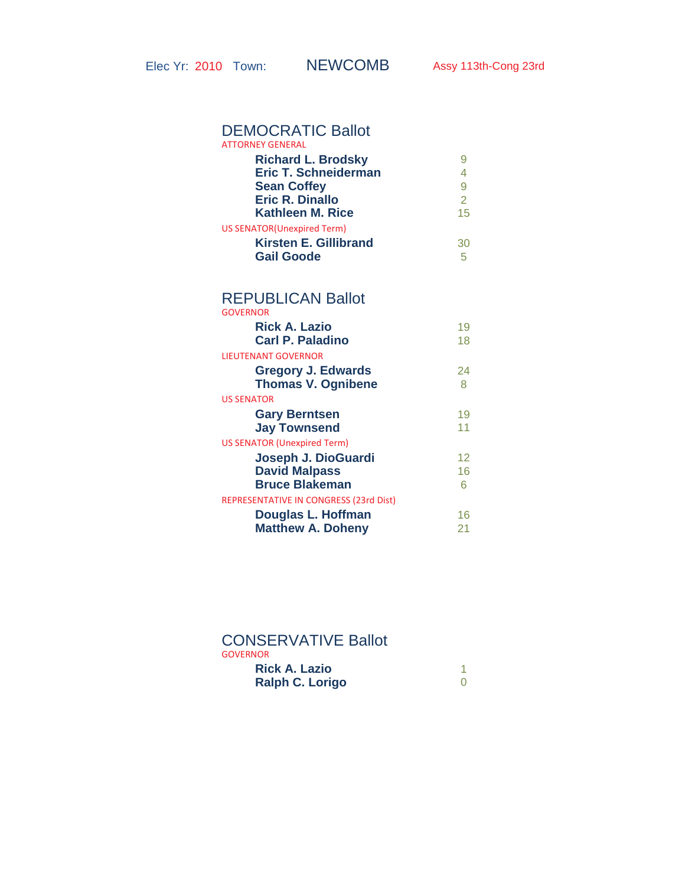Elec Yr: 2010 Town: NEWCOMB Assy 113th-Cong 23rd

## DEMOCRATIC Ballot

ATTORNEY GENERAL

| Candidate | Votes |
|---|---|
| **Richard L. Brodsky** | 9 |
| **Eric T. Schneiderman** | 4 |
| **Sean Coffey** | 9 |
| **Eric R. Dinallo** | 2 |
| **Kathleen M. Rice** | 15 |

US SENATOR(Unexpired Term)

| Candidate | Votes |
|---|---|
| **Kirsten E. Gillibrand** | 30 |
| **Gail Goode** | 5 |

## REPUBLICAN Ballot

GOVERNOR

| Candidate | Votes |
|---|---|
| **Rick A. Lazio** | 19 |
| **Carl P. Paladino** | 18 |

LIEUTENANT GOVERNOR

| Candidate | Votes |
|---|---|
| **Gregory J. Edwards** | 24 |
| **Thomas V. Ognibene** | 8 |

US SENATOR

| Candidate | Votes |
|---|---|
| **Gary Berntsen** | 19 |
| **Jay Townsend** | 11 |

US SENATOR (Unexpired Term)

| Candidate | Votes |
|---|---|
| **Joseph J. DioGuardi** | 12 |
| **David Malpass** | 16 |
| **Bruce Blakeman** | 6 |

REPRESENTATIVE IN CONGRESS (23rd Dist)

| Candidate | Votes |
|---|---|
| **Douglas L. Hoffman** | 16 |
| **Matthew A. Doheny** | 21 |

## CONSERVATIVE Ballot

GOVERNOR

| Candidate | Votes |
|---|---|
| **Rick A. Lazio** | 1 |
| **Ralph C. Lorigo** | 0 |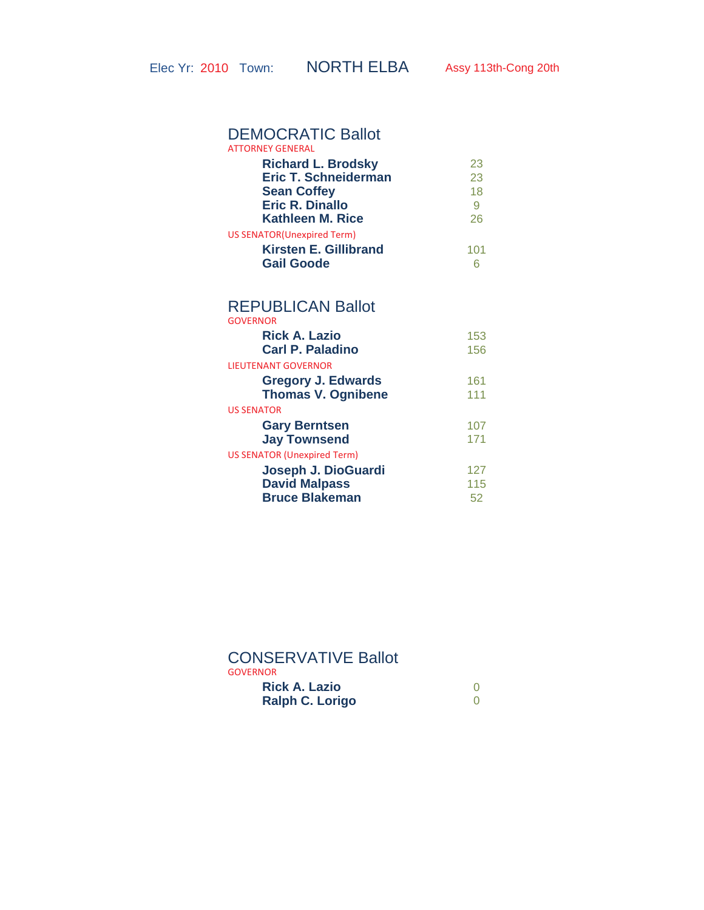Elec Yr: 2010 Town: NORTH ELBA Assy 113th-Cong 20th

## DEMOCRATIC Ballot

ATTORNEY GENERAL

| Candidate | Votes |
| --- | --- |
| **Richard L. Brodsky** | 23 |
| **Eric T. Schneiderman** | 23 |
| **Sean Coffey** | 18 |
| **Eric R. Dinallo** | 9 |
| **Kathleen M. Rice** | 26 |

US SENATOR(Unexpired Term)

| Candidate | Votes |
| --- | --- |
| **Kirsten E. Gillibrand** | 101 |
| **Gail Goode** | 6 |

## REPUBLICAN Ballot

GOVERNOR

| Candidate | Votes |
| --- | --- |
| **Rick A. Lazio** | 153 |
| **Carl P. Paladino** | 156 |

LIEUTENANT GOVERNOR

| Candidate | Votes |
| --- | --- |
| **Gregory J. Edwards** | 161 |
| **Thomas V. Ognibene** | 111 |

US SENATOR

| Candidate | Votes |
| --- | --- |
| **Gary Berntsen** | 107 |
| **Jay Townsend** | 171 |

US SENATOR (Unexpired Term)

| Candidate | Votes |
| --- | --- |
| **Joseph J. DioGuardi** | 127 |
| **David Malpass** | 115 |
| **Bruce Blakeman** | 52 |

## CONSERVATIVE Ballot

GOVERNOR

| Candidate | Votes |
| --- | --- |
| **Rick A. Lazio** | 0 |
| **Ralph C. Lorigo** | 0 |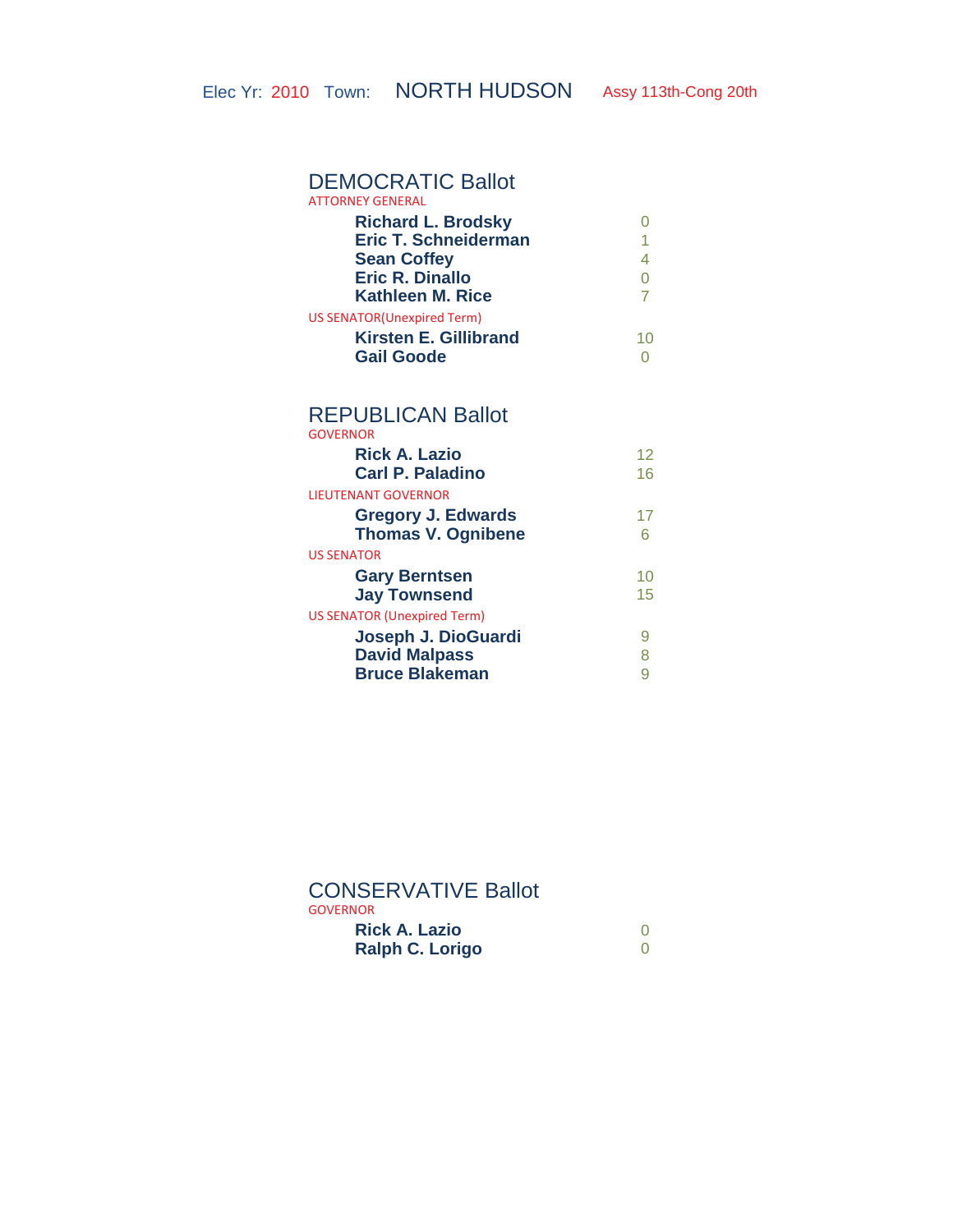Elec Yr: 2010 Town: NORTH HUDSON Assy 113th-Cong 20th

## DEMOCRATIC Ballot

ATTORNEY GENERAL

| Candidate | Votes |
|---|---|
| **Richard L. Brodsky** | 0 |
| **Eric T. Schneiderman** | 1 |
| **Sean Coffey** | 4 |
| **Eric R. Dinallo** | 0 |
| **Kathleen M. Rice** | 7 |

US SENATOR(Unexpired Term)

| Candidate | Votes |
|---|---|
| **Kirsten E. Gillibrand** | 10 |
| **Gail Goode** | 0 |

## REPUBLICAN Ballot

GOVERNOR

| Candidate | Votes |
|---|---|
| **Rick A. Lazio** | 12 |
| **Carl P. Paladino** | 16 |

LIEUTENANT GOVERNOR

| Candidate | Votes |
|---|---|
| **Gregory J. Edwards** | 17 |
| **Thomas V. Ognibene** | 6 |

US SENATOR

| Candidate | Votes |
|---|---|
| **Gary Berntsen** | 10 |
| **Jay Townsend** | 15 |

US SENATOR (Unexpired Term)

| Candidate | Votes |
|---|---|
| **Joseph J. DioGuardi** | 9 |
| **David Malpass** | 8 |
| **Bruce Blakeman** | 9 |

## CONSERVATIVE Ballot

GOVERNOR

| Candidate | Votes |
|---|---|
| **Rick A. Lazio** | 0 |
| **Ralph C. Lorigo** | 0 |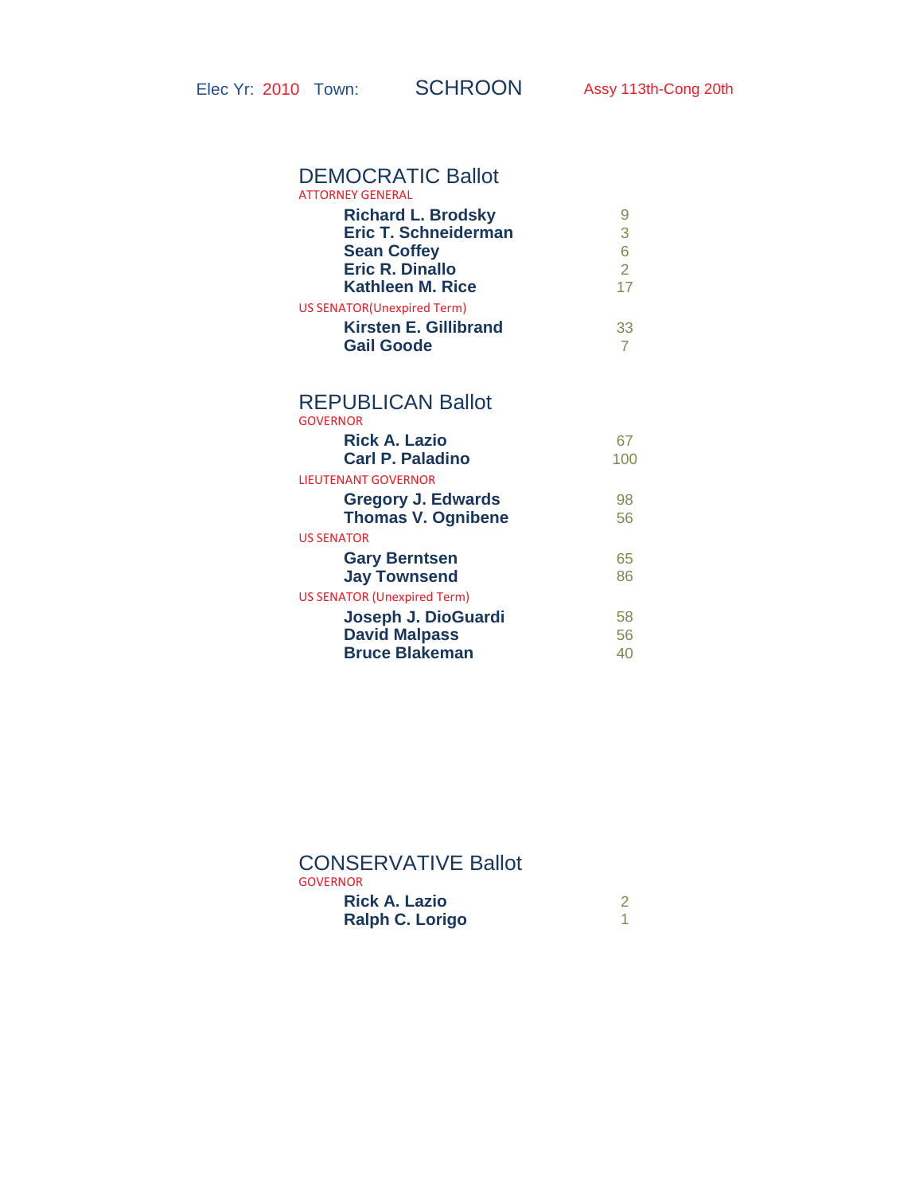Elec Yr: 2010 Town: SCHROON Assy 113th-Cong 20th

## DEMOCRATIC Ballot

ATTORNEY GENERAL

| Candidate | Votes |
|---|---|
| **Richard L. Brodsky** | 9 |
| **Eric T. Schneiderman** | 3 |
| **Sean Coffey** | 6 |
| **Eric R. Dinallo** | 2 |
| **Kathleen M. Rice** | 17 |

US SENATOR(Unexpired Term)

| Candidate | Votes |
|---|---|
| **Kirsten E. Gillibrand** | 33 |
| **Gail Goode** | 7 |

## REPUBLICAN Ballot

GOVERNOR

| Candidate | Votes |
|---|---|
| **Rick A. Lazio** | 67 |
| **Carl P. Paladino** | 100 |

LIEUTENANT GOVERNOR

| Candidate | Votes |
|---|---|
| **Gregory J. Edwards** | 98 |
| **Thomas V. Ognibene** | 56 |

US SENATOR

| Candidate | Votes |
|---|---|
| **Gary Berntsen** | 65 |
| **Jay Townsend** | 86 |

US SENATOR (Unexpired Term)

| Candidate | Votes |
|---|---|
| **Joseph J. DioGuardi** | 58 |
| **David Malpass** | 56 |
| **Bruce Blakeman** | 40 |

## CONSERVATIVE Ballot

GOVERNOR

| Candidate | Votes |
|---|---|
| **Rick A. Lazio** | 2 |
| **Ralph C. Lorigo** | 1 |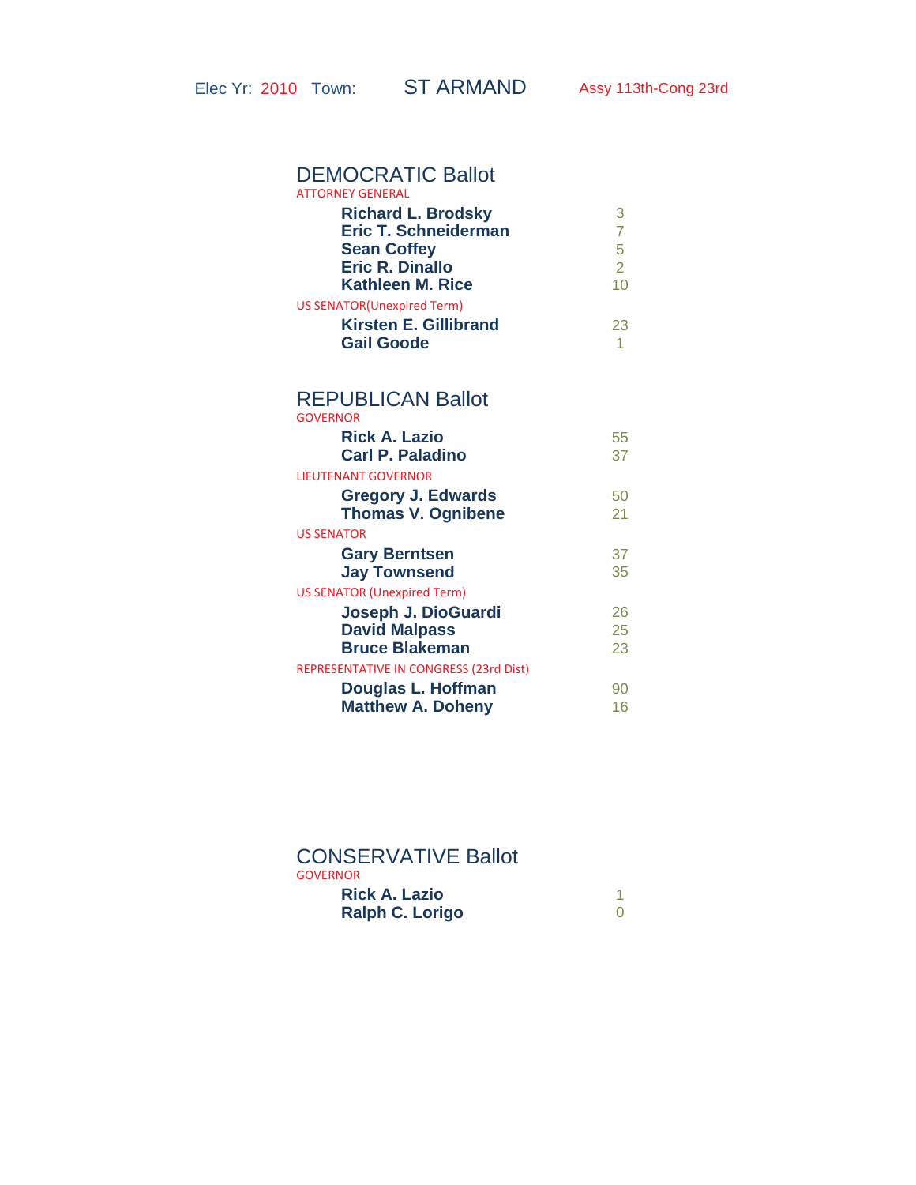Elec Yr: 2010 Town: ST ARMAND Assy 113th-Cong 23rd

## DEMOCRATIC Ballot

ATTORNEY GENERAL

| Candidate | Votes |
| --- | --- |
| **Richard L. Brodsky** | 3 |
| **Eric T. Schneiderman** | 7 |
| **Sean Coffey** | 5 |
| **Eric R. Dinallo** | 2 |
| **Kathleen M. Rice** | 10 |

US SENATOR(Unexpired Term)

| Candidate | Votes |
| --- | --- |
| **Kirsten E. Gillibrand** | 23 |
| **Gail Goode** | 1 |

## REPUBLICAN Ballot

GOVERNOR

| Candidate | Votes |
| --- | --- |
| **Rick A. Lazio** | 55 |
| **Carl P. Paladino** | 37 |

LIEUTENANT GOVERNOR

| Candidate | Votes |
| --- | --- |
| **Gregory J. Edwards** | 50 |
| **Thomas V. Ognibene** | 21 |

US SENATOR

| Candidate | Votes |
| --- | --- |
| **Gary Berntsen** | 37 |
| **Jay Townsend** | 35 |

US SENATOR (Unexpired Term)

| Candidate | Votes |
| --- | --- |
| **Joseph J. DioGuardi** | 26 |
| **David Malpass** | 25 |
| **Bruce Blakeman** | 23 |

REPRESENTATIVE IN CONGRESS (23rd Dist)

| Candidate | Votes |
| --- | --- |
| **Douglas L. Hoffman** | 90 |
| **Matthew A. Doheny** | 16 |

## CONSERVATIVE Ballot

GOVERNOR

| Candidate | Votes |
| --- | --- |
| **Rick A. Lazio** | 1 |
| **Ralph C. Lorigo** | 0 |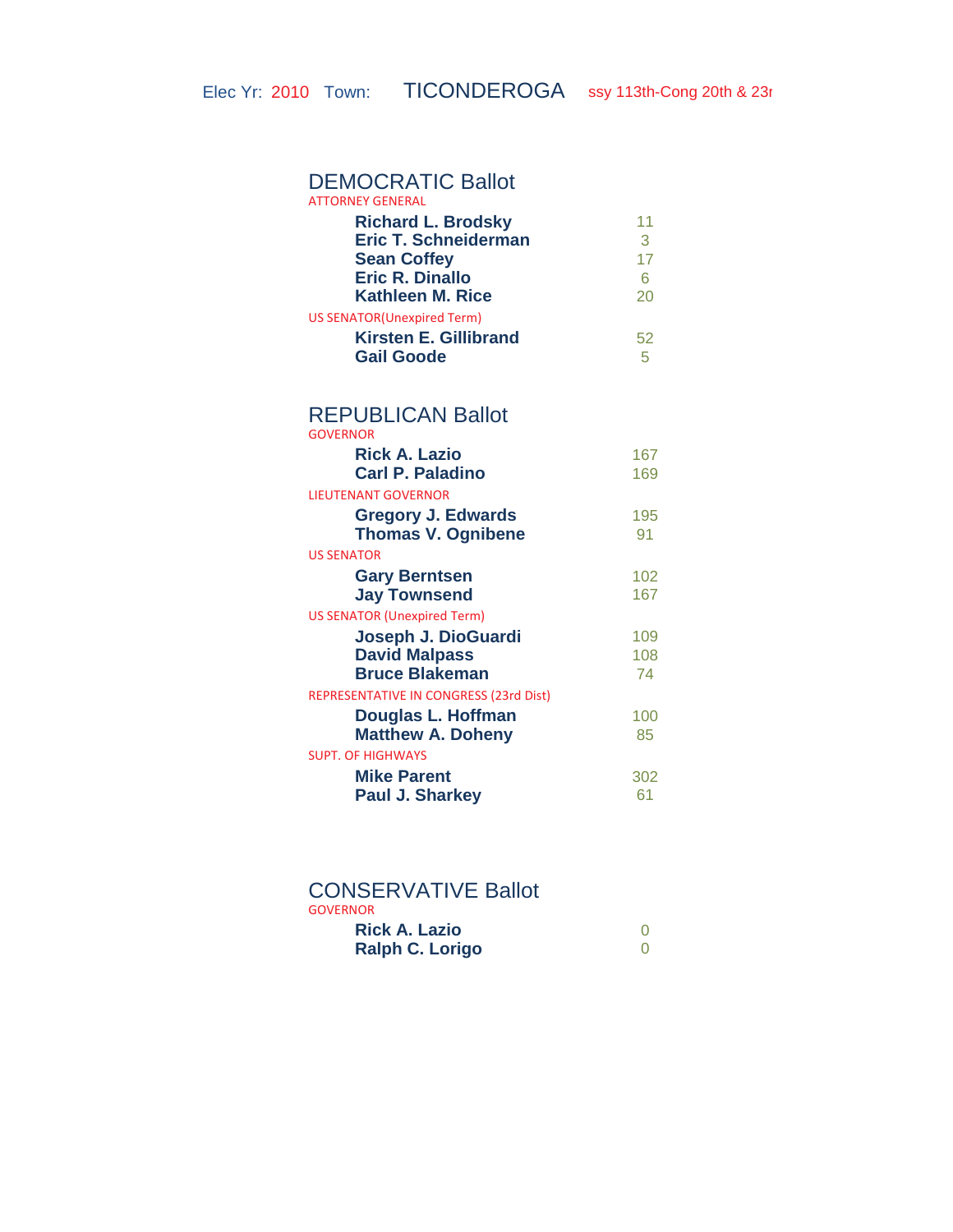Elec Yr: 2010 Town: TICONDEROGA ssy 113th-Cong 20th & 23r

## DEMOCRATIC Ballot

ATTORNEY GENERAL

| Candidate | Votes |
|---|---|
| **Richard L. Brodsky** | 11 |
| **Eric T. Schneiderman** | 3 |
| **Sean Coffey** | 17 |
| **Eric R. Dinallo** | 6 |
| **Kathleen M. Rice** | 20 |

US SENATOR(Unexpired Term)

| Candidate | Votes |
|---|---|
| **Kirsten E. Gillibrand** | 52 |
| **Gail Goode** | 5 |

## REPUBLICAN Ballot

GOVERNOR

| Candidate | Votes |
|---|---|
| **Rick A. Lazio** | 167 |
| **Carl P. Paladino** | 169 |

LIEUTENANT GOVERNOR

| Candidate | Votes |
|---|---|
| **Gregory J. Edwards** | 195 |
| **Thomas V. Ognibene** | 91 |

US SENATOR

| Candidate | Votes |
|---|---|
| **Gary Berntsen** | 102 |
| **Jay Townsend** | 167 |

US SENATOR (Unexpired Term)

| Candidate | Votes |
|---|---|
| **Joseph J. DioGuardi** | 109 |
| **David Malpass** | 108 |
| **Bruce Blakeman** | 74 |

REPRESENTATIVE IN CONGRESS (23rd Dist)

| Candidate | Votes |
|---|---|
| **Douglas L. Hoffman** | 100 |
| **Matthew A. Doheny** | 85 |

SUPT. OF HIGHWAYS

| Candidate | Votes |
|---|---|
| **Mike Parent** | 302 |
| **Paul J. Sharkey** | 61 |

## CONSERVATIVE Ballot

GOVERNOR

| Candidate | Votes |
|---|---|
| **Rick A. Lazio** | 0 |
| **Ralph C. Lorigo** | 0 |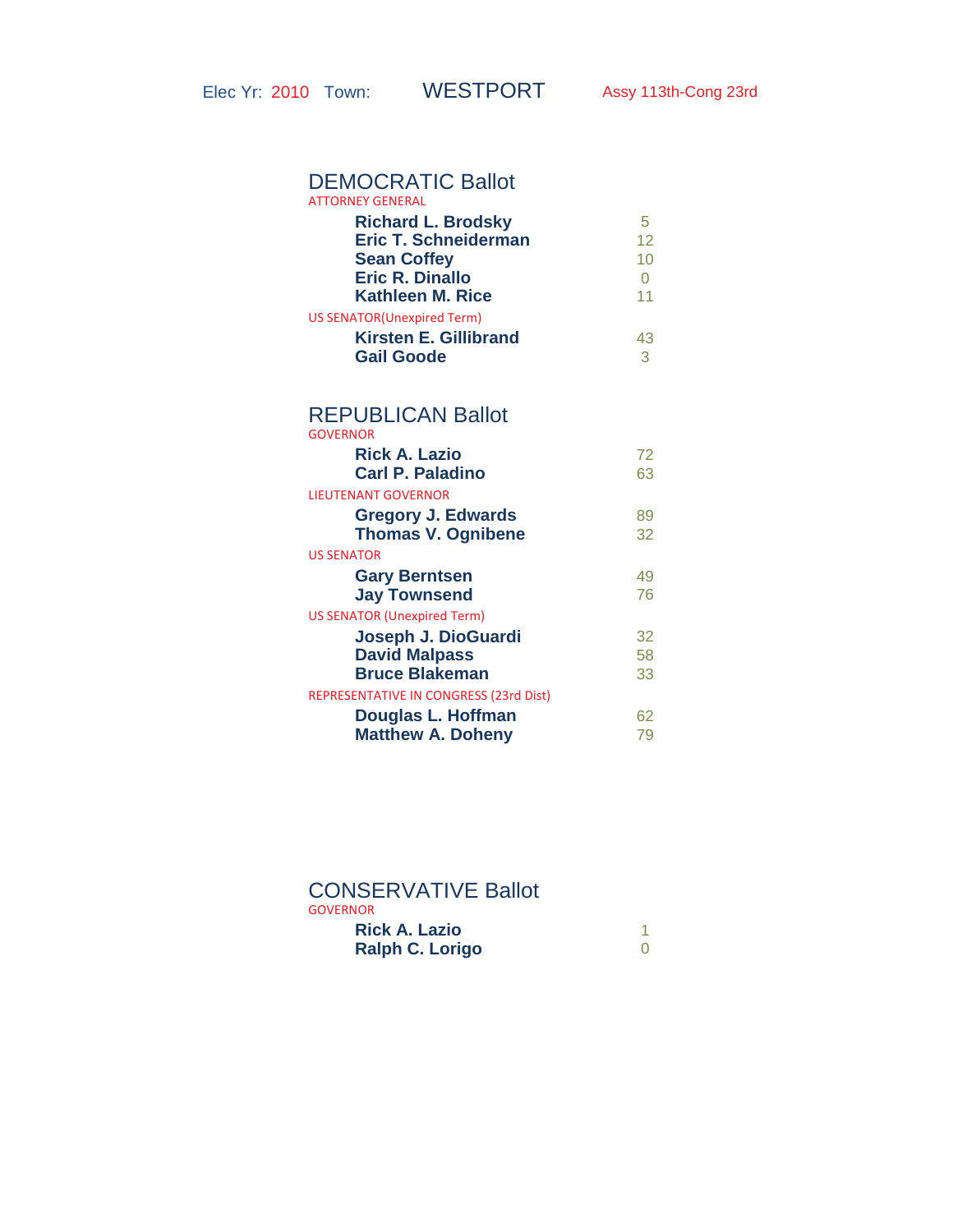Elec Yr: 2010 Town: WESTPORT Assy 113th-Cong 23rd

## DEMOCRATIC Ballot

ATTORNEY GENERAL

| Candidate | Votes |
|---|---|
| **Richard L. Brodsky** | 5 |
| **Eric T. Schneiderman** | 12 |
| **Sean Coffey** | 10 |
| **Eric R. Dinallo** | 0 |
| **Kathleen M. Rice** | 11 |

US SENATOR(Unexpired Term)

| Candidate | Votes |
|---|---|
| **Kirsten E. Gillibrand** | 43 |
| **Gail Goode** | 3 |

## REPUBLICAN Ballot

GOVERNOR

| Candidate | Votes |
|---|---|
| **Rick A. Lazio** | 72 |
| **Carl P. Paladino** | 63 |

LIEUTENANT GOVERNOR

| Candidate | Votes |
|---|---|
| **Gregory J. Edwards** | 89 |
| **Thomas V. Ognibene** | 32 |

US SENATOR

| Candidate | Votes |
|---|---|
| **Gary Berntsen** | 49 |
| **Jay Townsend** | 76 |

US SENATOR (Unexpired Term)

| Candidate | Votes |
|---|---|
| **Joseph J. DioGuardi** | 32 |
| **David Malpass** | 58 |
| **Bruce Blakeman** | 33 |

REPRESENTATIVE IN CONGRESS (23rd Dist)

| Candidate | Votes |
|---|---|
| **Douglas L. Hoffman** | 62 |
| **Matthew A. Doheny** | 79 |

## CONSERVATIVE Ballot

GOVERNOR

| Candidate | Votes |
|---|---|
| **Rick A. Lazio** | 1 |
| **Ralph C. Lorigo** | 0 |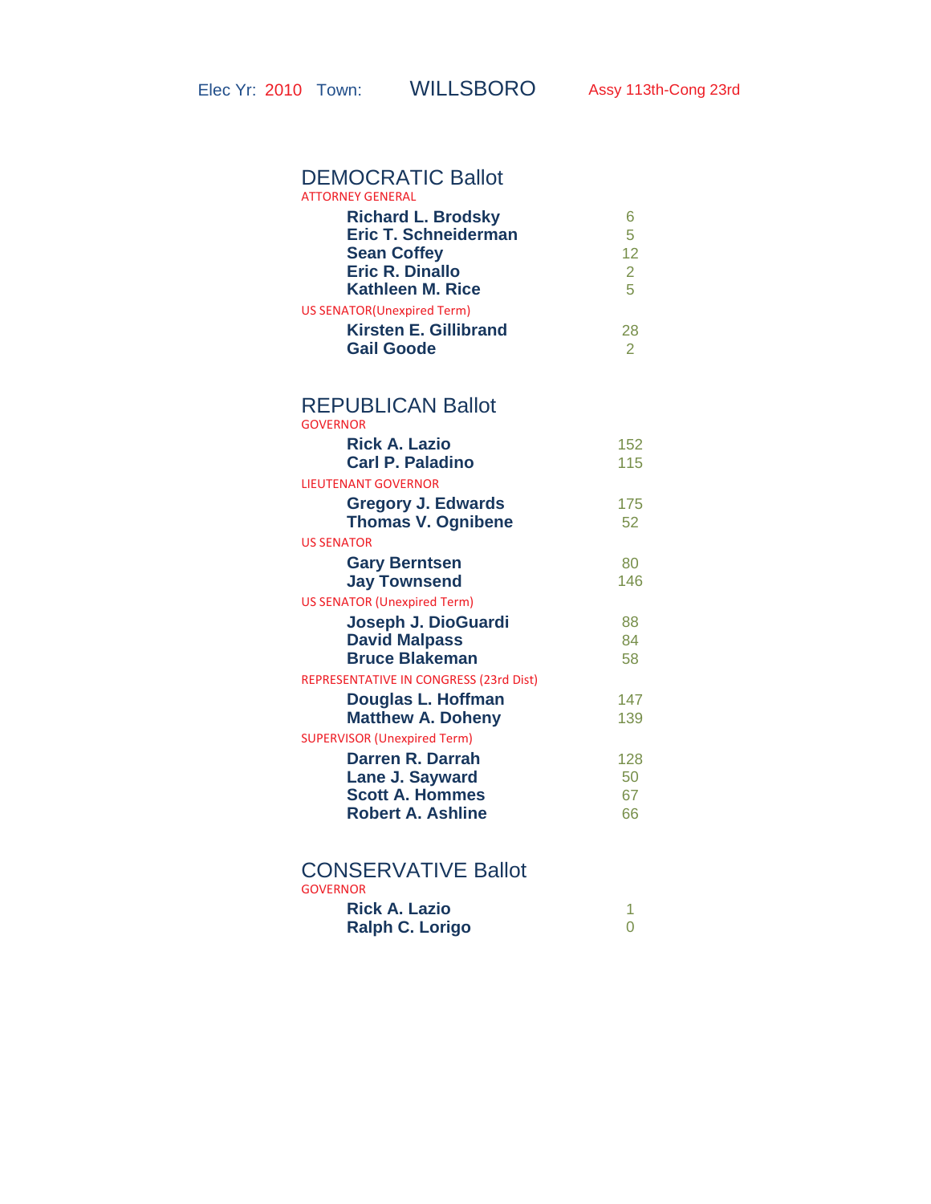Elec Yr: 2010 Town: WILLSBORO Assy 113th-Cong 23rd

## DEMOCRATIC Ballot

ATTORNEY GENERAL

| Candidate | Votes |
|---|---|
| **Richard L. Brodsky** | 6 |
| **Eric T. Schneiderman** | 5 |
| **Sean Coffey** | 12 |
| **Eric R. Dinallo** | 2 |
| **Kathleen M. Rice** | 5 |

US SENATOR(Unexpired Term)

| Candidate | Votes |
|---|---|
| **Kirsten E. Gillibrand** | 28 |
| **Gail Goode** | 2 |

## REPUBLICAN Ballot

GOVERNOR

| Candidate | Votes |
|---|---|
| **Rick A. Lazio** | 152 |
| **Carl P. Paladino** | 115 |

LIEUTENANT GOVERNOR

| Candidate | Votes |
|---|---|
| **Gregory J. Edwards** | 175 |
| **Thomas V. Ognibene** | 52 |

US SENATOR

| Candidate | Votes |
|---|---|
| **Gary Berntsen** | 80 |
| **Jay Townsend** | 146 |

US SENATOR (Unexpired Term)

| Candidate | Votes |
|---|---|
| **Joseph J. DioGuardi** | 88 |
| **David Malpass** | 84 |
| **Bruce Blakeman** | 58 |

REPRESENTATIVE IN CONGRESS (23rd Dist)

| Candidate | Votes |
|---|---|
| **Douglas L. Hoffman** | 147 |
| **Matthew A. Doheny** | 139 |

SUPERVISOR (Unexpired Term)

| Candidate | Votes |
|---|---|
| **Darren R. Darrah** | 128 |
| **Lane J. Sayward** | 50 |
| **Scott A. Hommes** | 67 |
| **Robert A. Ashline** | 66 |

## CONSERVATIVE Ballot

GOVERNOR

| Candidate | Votes |
|---|---|
| **Rick A. Lazio** | 1 |
| **Ralph C. Lorigo** | 0 |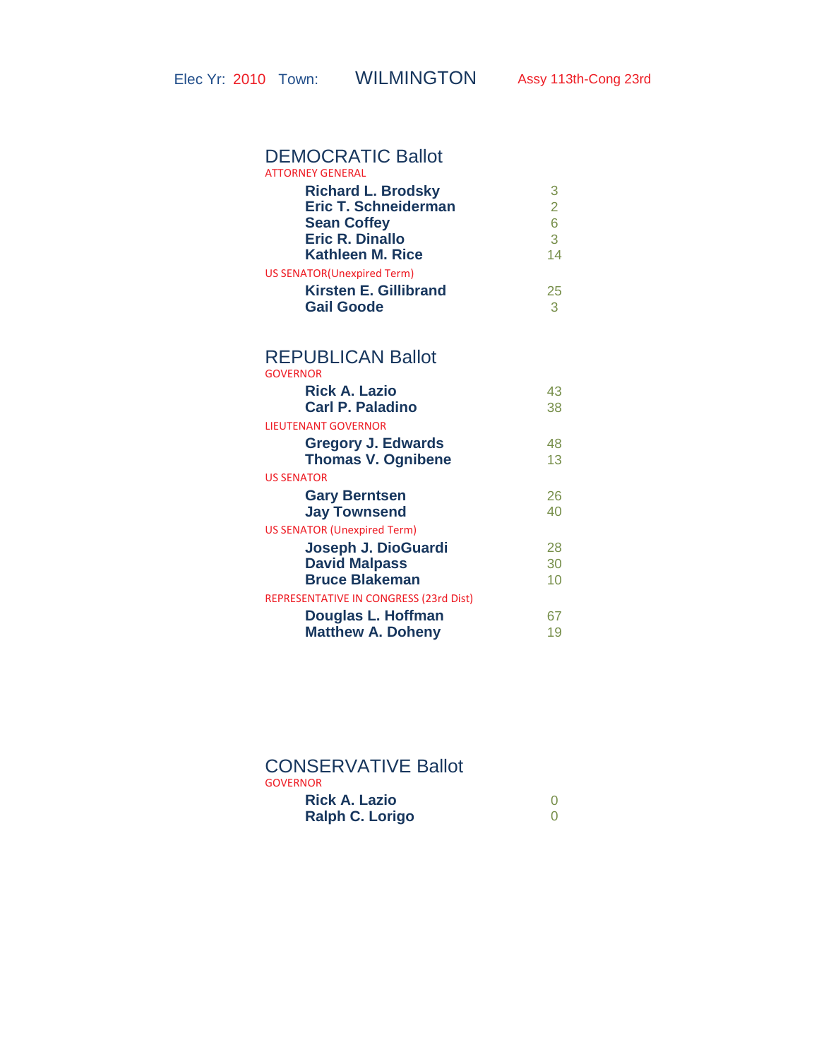Elec Yr: 2010 Town: WILMINGTON Assy 113th-Cong 23rd

## DEMOCRATIC Ballot

ATTORNEY GENERAL

| | |
|---|---|
| **Richard L. Brodsky** | 3 |
| **Eric T. Schneiderman** | 2 |
| **Sean Coffey** | 6 |
| **Eric R. Dinallo** | 3 |
| **Kathleen M. Rice** | 14 |

US SENATOR(Unexpired Term)

| | |
|---|---|
| **Kirsten E. Gillibrand** | 25 |
| **Gail Goode** | 3 |

## REPUBLICAN Ballot

GOVERNOR

| | |
|---|---|
| **Rick A. Lazio** | 43 |
| **Carl P. Paladino** | 38 |

LIEUTENANT GOVERNOR

| | |
|---|---|
| **Gregory J. Edwards** | 48 |
| **Thomas V. Ognibene** | 13 |

US SENATOR

| | |
|---|---|
| **Gary Berntsen** | 26 |
| **Jay Townsend** | 40 |

US SENATOR (Unexpired Term)

| | |
|---|---|
| **Joseph J. DioGuardi** | 28 |
| **David Malpass** | 30 |
| **Bruce Blakeman** | 10 |

REPRESENTATIVE IN CONGRESS (23rd Dist)

| | |
|---|---|
| **Douglas L. Hoffman** | 67 |
| **Matthew A. Doheny** | 19 |

## CONSERVATIVE Ballot

GOVERNOR

| | |
|---|---|
| **Rick A. Lazio** | 0 |
| **Ralph C. Lorigo** | 0 |